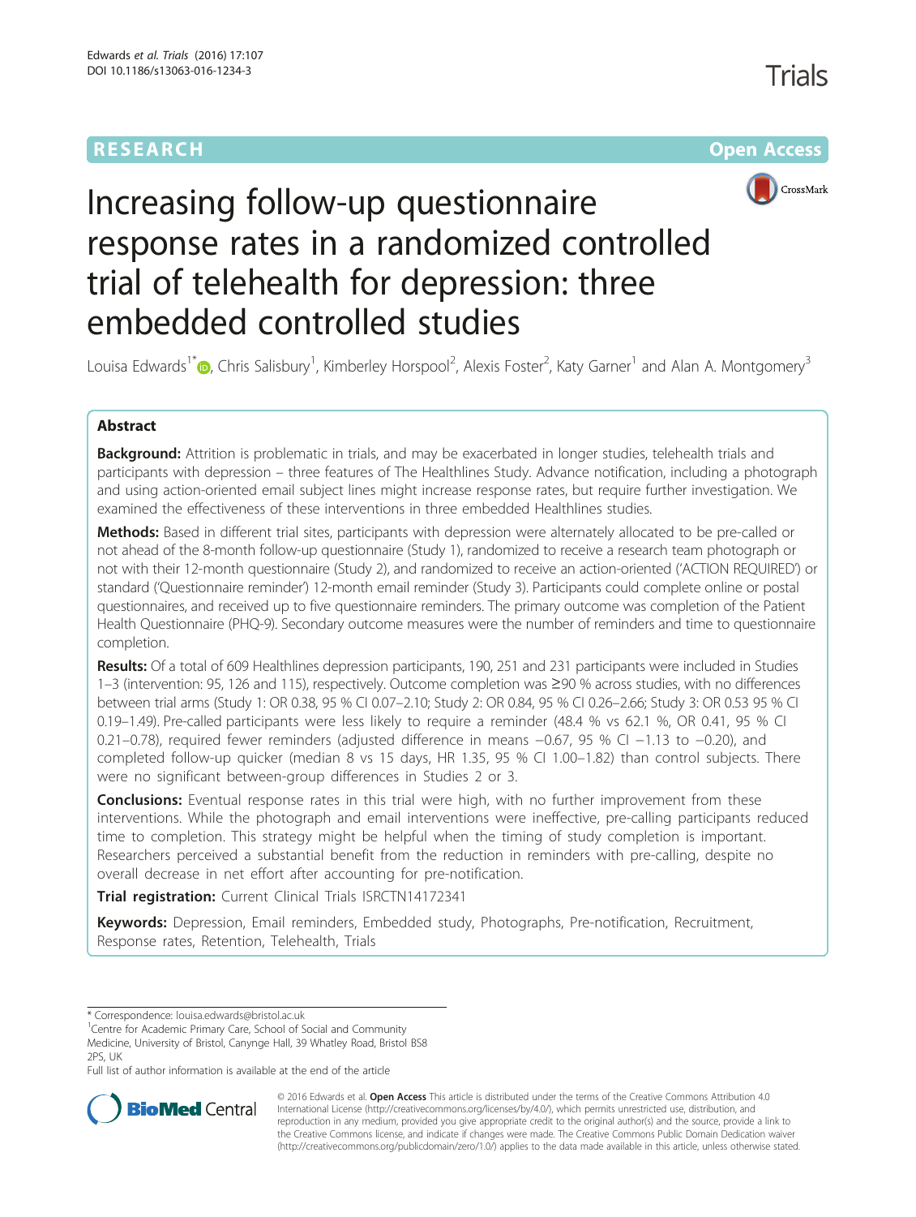RESEARCH | Open Access

# Increasing follow-up questionnaire response rates in a randomized controlled trial of telehealth for depression: three embedded controlled studies

Louisa Edwards[1*], Chris Salisbury[1], Kimberley Horspool[2], Alexis Foster[2], Katy Garner[1] and Alan A. Montgomery[3]

## Abstract

**Background:** Attrition is problematic in trials, and may be exacerbated in longer studies, telehealth trials and participants with depression – three features of The Healthlines Study. Advance notification, including a photograph and using action-oriented email subject lines might increase response rates, but require further investigation. We examined the effectiveness of these interventions in three embedded Healthlines studies.

**Methods:** Based in different trial sites, participants with depression were alternately allocated to be pre-called or not ahead of the 8-month follow-up questionnaire (Study 1), randomized to receive a research team photograph or not with their 12-month questionnaire (Study 2), and randomized to receive an action-oriented ('ACTION REQUIRED') or standard ('Questionnaire reminder') 12-month email reminder (Study 3). Participants could complete online or postal questionnaires, and received up to five questionnaire reminders. The primary outcome was completion of the Patient Health Questionnaire (PHQ-9). Secondary outcome measures were the number of reminders and time to questionnaire completion.

**Results:** Of a total of 609 Healthlines depression participants, 190, 251 and 231 participants were included in Studies 1–3 (intervention: 95, 126 and 115), respectively. Outcome completion was ≥90 % across studies, with no differences between trial arms (Study 1: OR 0.38, 95 % CI 0.07–2.10; Study 2: OR 0.84, 95 % CI 0.26–2.66; Study 3: OR 0.53 95 % CI 0.19–1.49). Pre-called participants were less likely to require a reminder (48.4 % vs 62.1 %, OR 0.41, 95 % CI 0.21–0.78), required fewer reminders (adjusted difference in means −0.67, 95 % CI −1.13 to −0.20), and completed follow-up quicker (median 8 vs 15 days, HR 1.35, 95 % CI 1.00–1.82) than control subjects. There were no significant between-group differences in Studies 2 or 3.

**Conclusions:** Eventual response rates in this trial were high, with no further improvement from these interventions. While the photograph and email interventions were ineffective, pre-calling participants reduced time to completion. This strategy might be helpful when the timing of study completion is important. Researchers perceived a substantial benefit from the reduction in reminders with pre-calling, despite no overall decrease in net effort after accounting for pre-notification.

**Trial registration:** Current Clinical Trials ISRCTN14172341

**Keywords:** Depression, Email reminders, Embedded study, Photographs, Pre-notification, Recruitment, Response rates, Retention, Telehealth, Trials

\* Correspondence: louisa.edwards@bristol.ac.uk
[1]Centre for Academic Primary Care, School of Social and Community Medicine, University of Bristol, Canynge Hall, 39 Whatley Road, Bristol BS8 2PS, UK
Full list of author information is available at the end of the article

© 2016 Edwards et al. **Open Access** This article is distributed under the terms of the Creative Commons Attribution 4.0 International License (http://creativecommons.org/licenses/by/4.0/), which permits unrestricted use, distribution, and reproduction in any medium, provided you give appropriate credit to the original author(s) and the source, provide a link to the Creative Commons license, and indicate if changes were made. The Creative Commons Public Domain Dedication waiver (http://creativecommons.org/publicdomain/zero/1.0/) applies to the data made available in this article, unless otherwise stated.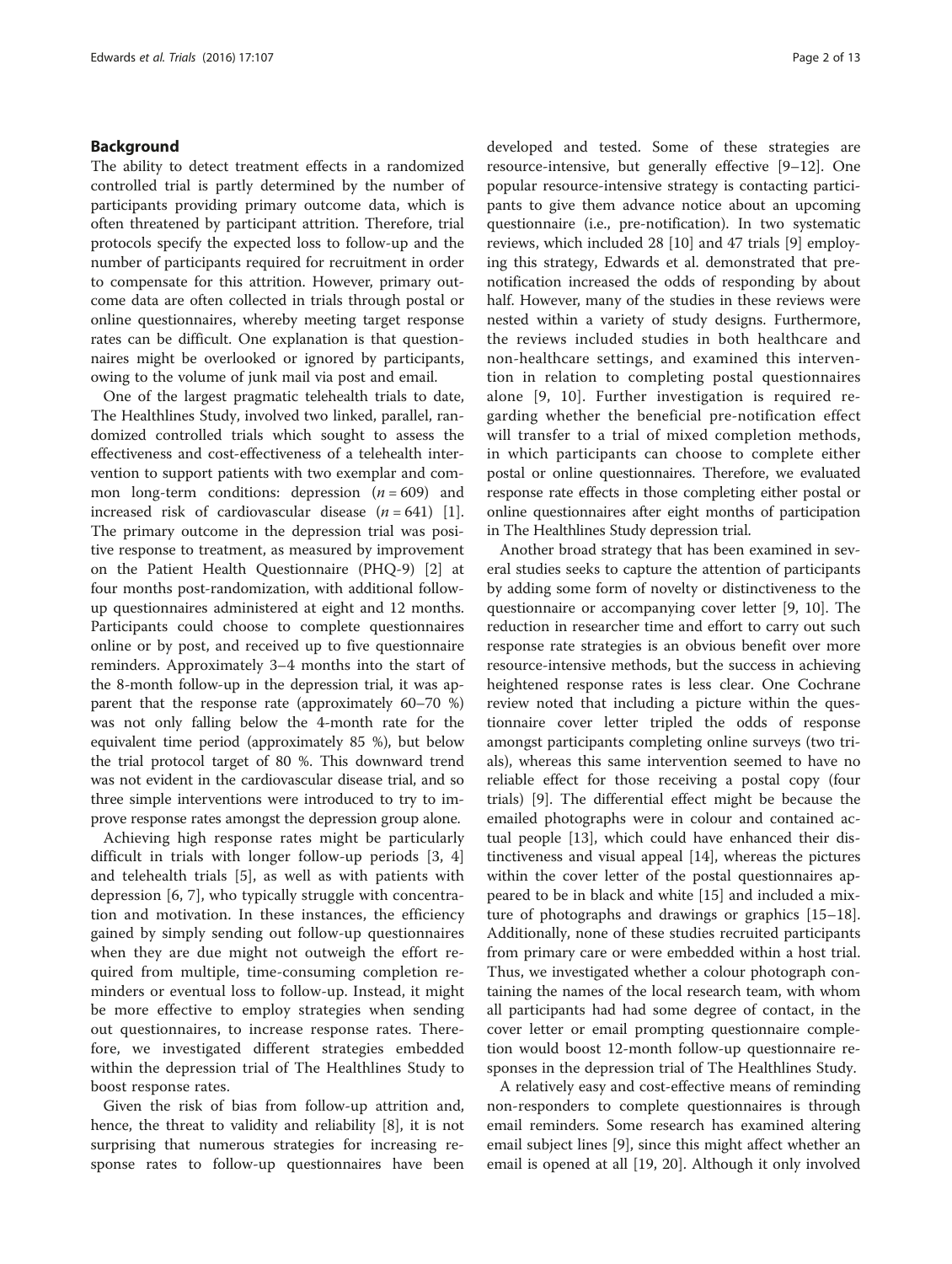## Background

The ability to detect treatment effects in a randomized controlled trial is partly determined by the number of participants providing primary outcome data, which is often threatened by participant attrition. Therefore, trial protocols specify the expected loss to follow-up and the number of participants required for recruitment in order to compensate for this attrition. However, primary outcome data are often collected in trials through postal or online questionnaires, whereby meeting target response rates can be difficult. One explanation is that questionnaires might be overlooked or ignored by participants, owing to the volume of junk mail via post and email.

One of the largest pragmatic telehealth trials to date, The Healthlines Study, involved two linked, parallel, randomized controlled trials which sought to assess the effectiveness and cost-effectiveness of a telehealth intervention to support patients with two exemplar and common long-term conditions: depression ($n = 609$) and increased risk of cardiovascular disease ($n = 641$) [1]. The primary outcome in the depression trial was positive response to treatment, as measured by improvement on the Patient Health Questionnaire (PHQ-9) [2] at four months post-randomization, with additional follow-up questionnaires administered at eight and 12 months. Participants could choose to complete questionnaires online or by post, and received up to five questionnaire reminders. Approximately 3–4 months into the start of the 8-month follow-up in the depression trial, it was apparent that the response rate (approximately 60–70 %) was not only falling below the 4-month rate for the equivalent time period (approximately 85 %), but below the trial protocol target of 80 %. This downward trend was not evident in the cardiovascular disease trial, and so three simple interventions were introduced to try to improve response rates amongst the depression group alone.

Achieving high response rates might be particularly difficult in trials with longer follow-up periods [3, 4] and telehealth trials [5], as well as with patients with depression [6, 7], who typically struggle with concentration and motivation. In these instances, the efficiency gained by simply sending out follow-up questionnaires when they are due might not outweigh the effort required from multiple, time-consuming completion reminders or eventual loss to follow-up. Instead, it might be more effective to employ strategies when sending out questionnaires, to increase response rates. Therefore, we investigated different strategies embedded within the depression trial of The Healthlines Study to boost response rates.

Given the risk of bias from follow-up attrition and, hence, the threat to validity and reliability [8], it is not surprising that numerous strategies for increasing response rates to follow-up questionnaires have been developed and tested. Some of these strategies are resource-intensive, but generally effective [9–12]. One popular resource-intensive strategy is contacting participants to give them advance notice about an upcoming questionnaire (i.e., pre-notification). In two systematic reviews, which included 28 [10] and 47 trials [9] employing this strategy, Edwards et al. demonstrated that pre-notification increased the odds of responding by about half. However, many of the studies in these reviews were nested within a variety of study designs. Furthermore, the reviews included studies in both healthcare and non-healthcare settings, and examined this intervention in relation to completing postal questionnaires alone [9, 10]. Further investigation is required regarding whether the beneficial pre-notification effect will transfer to a trial of mixed completion methods, in which participants can choose to complete either postal or online questionnaires. Therefore, we evaluated response rate effects in those completing either postal or online questionnaires after eight months of participation in The Healthlines Study depression trial.

Another broad strategy that has been examined in several studies seeks to capture the attention of participants by adding some form of novelty or distinctiveness to the questionnaire or accompanying cover letter [9, 10]. The reduction in researcher time and effort to carry out such response rate strategies is an obvious benefit over more resource-intensive methods, but the success in achieving heightened response rates is less clear. One Cochrane review noted that including a picture within the questionnaire cover letter tripled the odds of response amongst participants completing online surveys (two trials), whereas this same intervention seemed to have no reliable effect for those receiving a postal copy (four trials) [9]. The differential effect might be because the emailed photographs were in colour and contained actual people [13], which could have enhanced their distinctiveness and visual appeal [14], whereas the pictures within the cover letter of the postal questionnaires appeared to be in black and white [15] and included a mixture of photographs and drawings or graphics [15–18]. Additionally, none of these studies recruited participants from primary care or were embedded within a host trial. Thus, we investigated whether a colour photograph containing the names of the local research team, with whom all participants had had some degree of contact, in the cover letter or email prompting questionnaire completion would boost 12-month follow-up questionnaire responses in the depression trial of The Healthlines Study.

A relatively easy and cost-effective means of reminding non-responders to complete questionnaires is through email reminders. Some research has examined altering email subject lines [9], since this might affect whether an email is opened at all [19, 20]. Although it only involved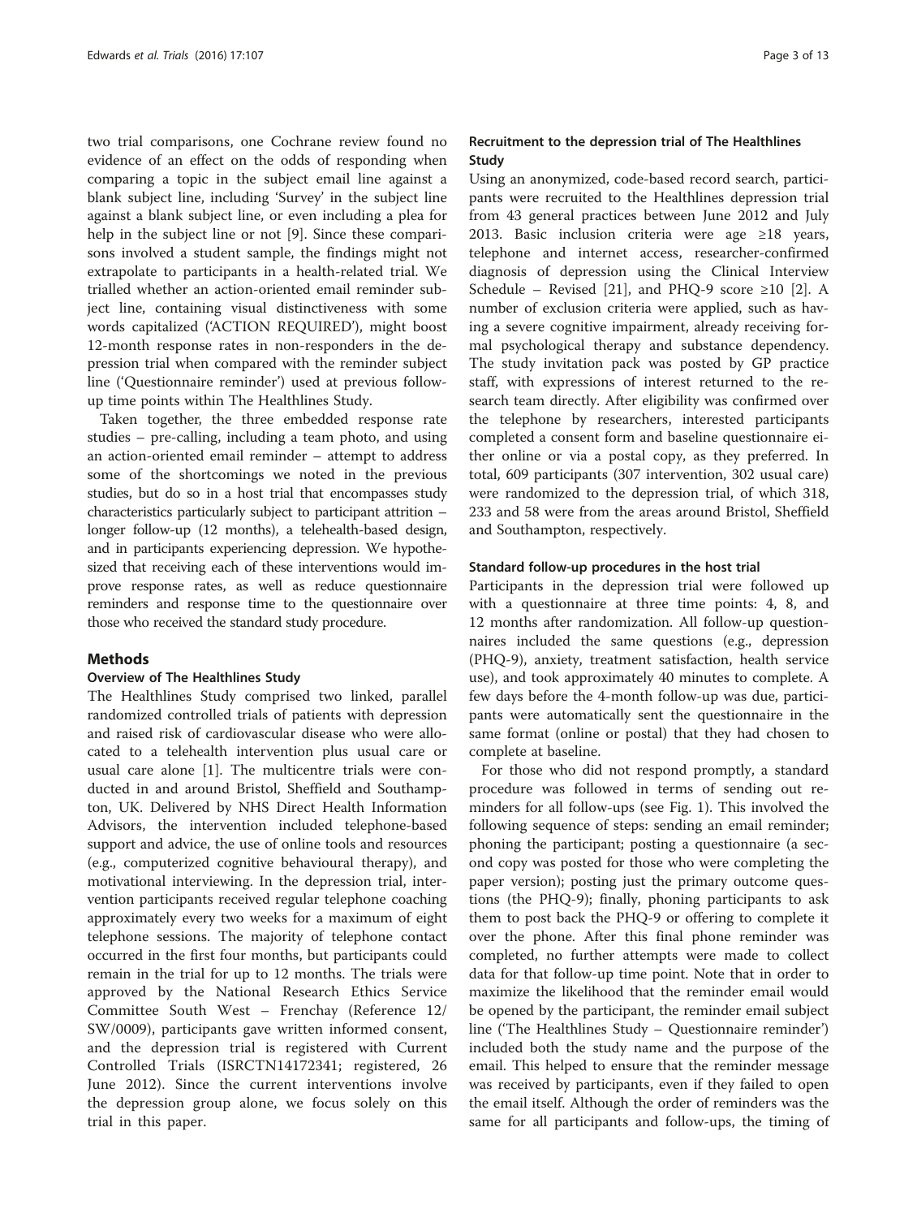two trial comparisons, one Cochrane review found no evidence of an effect on the odds of responding when comparing a topic in the subject email line against a blank subject line, including 'Survey' in the subject line against a blank subject line, or even including a plea for help in the subject line or not [9]. Since these comparisons involved a student sample, the findings might not extrapolate to participants in a health-related trial. We trialled whether an action-oriented email reminder subject line, containing visual distinctiveness with some words capitalized ('ACTION REQUIRED'), might boost 12-month response rates in non-responders in the depression trial when compared with the reminder subject line ('Questionnaire reminder') used at previous follow-up time points within The Healthlines Study.

Taken together, the three embedded response rate studies – pre-calling, including a team photo, and using an action-oriented email reminder – attempt to address some of the shortcomings we noted in the previous studies, but do so in a host trial that encompasses study characteristics particularly subject to participant attrition – longer follow-up (12 months), a telehealth-based design, and in participants experiencing depression. We hypothesized that receiving each of these interventions would improve response rates, as well as reduce questionnaire reminders and response time to the questionnaire over those who received the standard study procedure.

## Methods

### Overview of The Healthlines Study

The Healthlines Study comprised two linked, parallel randomized controlled trials of patients with depression and raised risk of cardiovascular disease who were allocated to a telehealth intervention plus usual care or usual care alone [1]. The multicentre trials were conducted in and around Bristol, Sheffield and Southampton, UK. Delivered by NHS Direct Health Information Advisors, the intervention included telephone-based support and advice, the use of online tools and resources (e.g., computerized cognitive behavioural therapy), and motivational interviewing. In the depression trial, intervention participants received regular telephone coaching approximately every two weeks for a maximum of eight telephone sessions. The majority of telephone contact occurred in the first four months, but participants could remain in the trial for up to 12 months. The trials were approved by the National Research Ethics Service Committee South West – Frenchay (Reference 12/SW/0009), participants gave written informed consent, and the depression trial is registered with Current Controlled Trials (ISRCTN14172341; registered, 26 June 2012). Since the current interventions involve the depression group alone, we focus solely on this trial in this paper.

### Recruitment to the depression trial of The Healthlines Study

Using an anonymized, code-based record search, participants were recruited to the Healthlines depression trial from 43 general practices between June 2012 and July 2013. Basic inclusion criteria were age ≥18 years, telephone and internet access, researcher-confirmed diagnosis of depression using the Clinical Interview Schedule – Revised [21], and PHQ-9 score ≥10 [2]. A number of exclusion criteria were applied, such as having a severe cognitive impairment, already receiving formal psychological therapy and substance dependency. The study invitation pack was posted by GP practice staff, with expressions of interest returned to the research team directly. After eligibility was confirmed over the telephone by researchers, interested participants completed a consent form and baseline questionnaire either online or via a postal copy, as they preferred. In total, 609 participants (307 intervention, 302 usual care) were randomized to the depression trial, of which 318, 233 and 58 were from the areas around Bristol, Sheffield and Southampton, respectively.

### Standard follow-up procedures in the host trial

Participants in the depression trial were followed up with a questionnaire at three time points: 4, 8, and 12 months after randomization. All follow-up questionnaires included the same questions (e.g., depression (PHQ-9), anxiety, treatment satisfaction, health service use), and took approximately 40 minutes to complete. A few days before the 4-month follow-up was due, participants were automatically sent the questionnaire in the same format (online or postal) that they had chosen to complete at baseline.

For those who did not respond promptly, a standard procedure was followed in terms of sending out reminders for all follow-ups (see Fig. 1). This involved the following sequence of steps: sending an email reminder; phoning the participant; posting a questionnaire (a second copy was posted for those who were completing the paper version); posting just the primary outcome questions (the PHQ-9); finally, phoning participants to ask them to post back the PHQ-9 or offering to complete it over the phone. After this final phone reminder was completed, no further attempts were made to collect data for that follow-up time point. Note that in order to maximize the likelihood that the reminder email would be opened by the participant, the reminder email subject line ('The Healthlines Study – Questionnaire reminder') included both the study name and the purpose of the email. This helped to ensure that the reminder message was received by participants, even if they failed to open the email itself. Although the order of reminders was the same for all participants and follow-ups, the timing of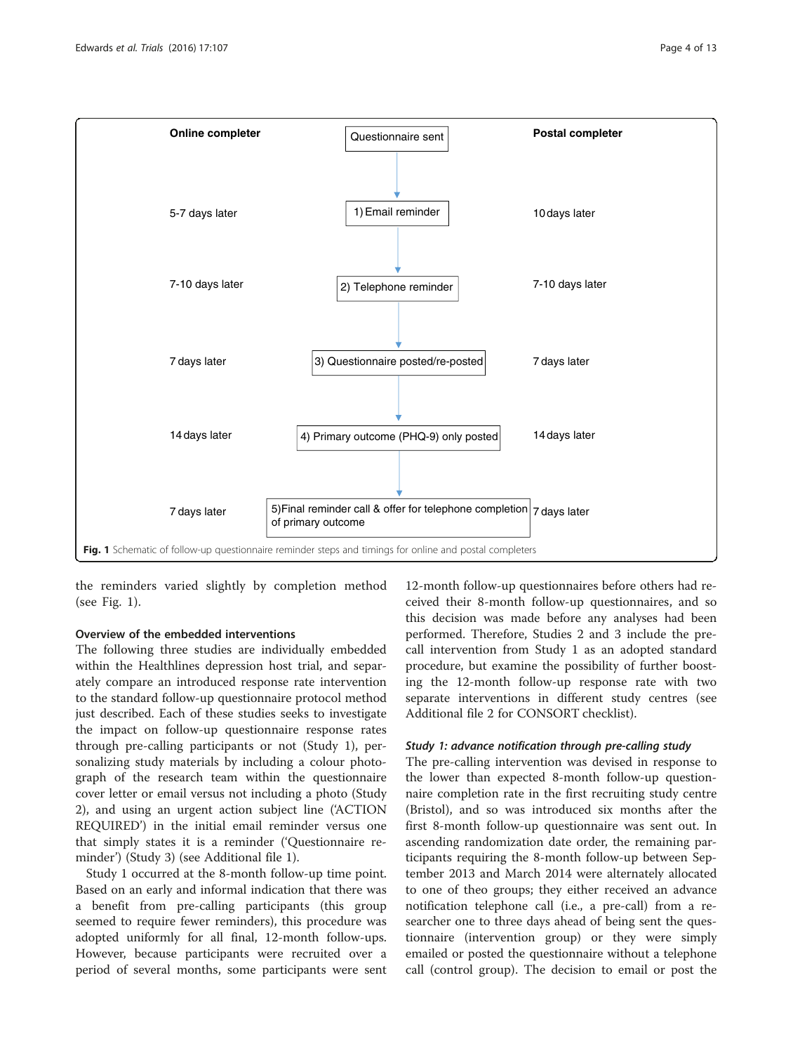| Online completer | | Postal completer |
|---|---|---|
| | Questionnaire sent | |
| 5-7 days later | 1) Email reminder | 10 days later |
| 7-10 days later | 2) Telephone reminder | 7-10 days later |
| 7 days later | 3) Questionnaire posted/re-posted | 7 days later |
| 14 days later | 4) Primary outcome (PHQ-9) only posted | 14 days later |
| 7 days later | 5) Final reminder call & offer for telephone completion of primary outcome | 7 days later |

**Fig. 1** Schematic of follow-up questionnaire reminder steps and timings for online and postal completers

the reminders varied slightly by completion method (see Fig. 1).

### Overview of the embedded interventions

The following three studies are individually embedded within the Healthlines depression host trial, and separately compare an introduced response rate intervention to the standard follow-up questionnaire protocol method just described. Each of these studies seeks to investigate the impact on follow-up questionnaire response rates through pre-calling participants or not (Study 1), personalizing study materials by including a colour photograph of the research team within the questionnaire cover letter or email versus not including a photo (Study 2), and using an urgent action subject line ('ACTION REQUIRED') in the initial email reminder versus one that simply states it is a reminder ('Questionnaire reminder') (Study 3) (see Additional file 1).

Study 1 occurred at the 8-month follow-up time point. Based on an early and informal indication that there was a benefit from pre-calling participants (this group seemed to require fewer reminders), this procedure was adopted uniformly for all final, 12-month follow-ups. However, because participants were recruited over a period of several months, some participants were sent 12-month follow-up questionnaires before others had received their 8-month follow-up questionnaires, and so this decision was made before any analyses had been performed. Therefore, Studies 2 and 3 include the pre-call intervention from Study 1 as an adopted standard procedure, but examine the possibility of further boosting the 12-month follow-up response rate with two separate interventions in different study centres (see Additional file 2 for CONSORT checklist).

### *Study 1: advance notification through pre-calling study*

The pre-calling intervention was devised in response to the lower than expected 8-month follow-up questionnaire completion rate in the first recruiting study centre (Bristol), and so was introduced six months after the first 8-month follow-up questionnaire was sent out. In ascending randomization date order, the remaining participants requiring the 8-month follow-up between September 2013 and March 2014 were alternately allocated to one of theo groups; they either received an advance notification telephone call (i.e., a pre-call) from a researcher one to three days ahead of being sent the questionnaire (intervention group) or they were simply emailed or posted the questionnaire without a telephone call (control group). The decision to email or post the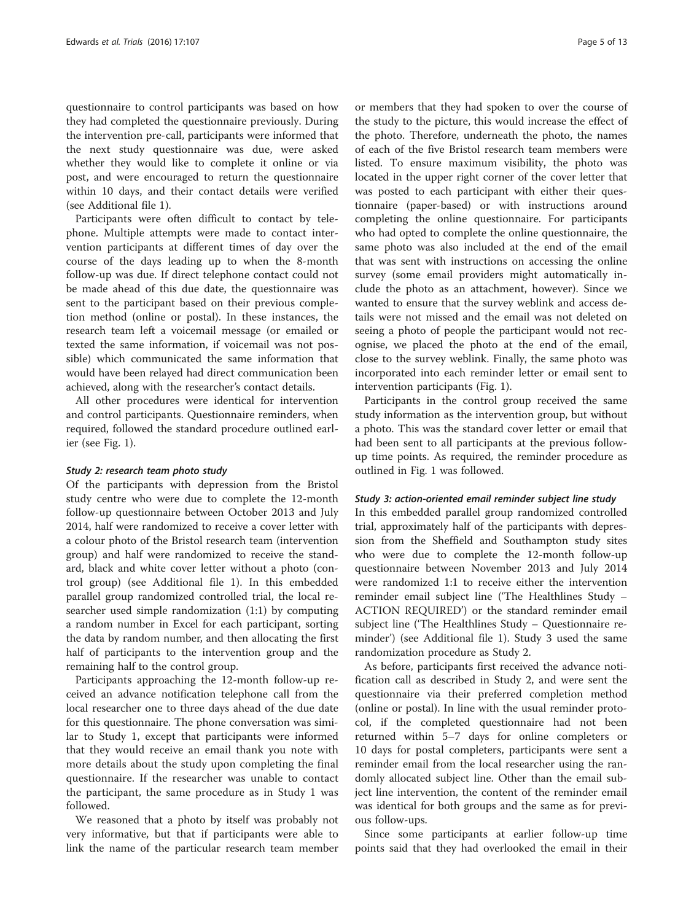questionnaire to control participants was based on how they had completed the questionnaire previously. During the intervention pre-call, participants were informed that the next study questionnaire was due, were asked whether they would like to complete it online or via post, and were encouraged to return the questionnaire within 10 days, and their contact details were verified (see Additional file 1).

Participants were often difficult to contact by telephone. Multiple attempts were made to contact intervention participants at different times of day over the course of the days leading up to when the 8-month follow-up was due. If direct telephone contact could not be made ahead of this due date, the questionnaire was sent to the participant based on their previous completion method (online or postal). In these instances, the research team left a voicemail message (or emailed or texted the same information, if voicemail was not possible) which communicated the same information that would have been relayed had direct communication been achieved, along with the researcher's contact details.

All other procedures were identical for intervention and control participants. Questionnaire reminders, when required, followed the standard procedure outlined earlier (see Fig. 1).

#### *Study 2: research team photo study*

Of the participants with depression from the Bristol study centre who were due to complete the 12-month follow-up questionnaire between October 2013 and July 2014, half were randomized to receive a cover letter with a colour photo of the Bristol research team (intervention group) and half were randomized to receive the standard, black and white cover letter without a photo (control group) (see Additional file 1). In this embedded parallel group randomized controlled trial, the local researcher used simple randomization (1:1) by computing a random number in Excel for each participant, sorting the data by random number, and then allocating the first half of participants to the intervention group and the remaining half to the control group.

Participants approaching the 12-month follow-up received an advance notification telephone call from the local researcher one to three days ahead of the due date for this questionnaire. The phone conversation was similar to Study 1, except that participants were informed that they would receive an email thank you note with more details about the study upon completing the final questionnaire. If the researcher was unable to contact the participant, the same procedure as in Study 1 was followed.

We reasoned that a photo by itself was probably not very informative, but that if participants were able to link the name of the particular research team member or members that they had spoken to over the course of the study to the picture, this would increase the effect of the photo. Therefore, underneath the photo, the names of each of the five Bristol research team members were listed. To ensure maximum visibility, the photo was located in the upper right corner of the cover letter that was posted to each participant with either their questionnaire (paper-based) or with instructions around completing the online questionnaire. For participants who had opted to complete the online questionnaire, the same photo was also included at the end of the email that was sent with instructions on accessing the online survey (some email providers might automatically include the photo as an attachment, however). Since we wanted to ensure that the survey weblink and access details were not missed and the email was not deleted on seeing a photo of people the participant would not recognise, we placed the photo at the end of the email, close to the survey weblink. Finally, the same photo was incorporated into each reminder letter or email sent to intervention participants (Fig. 1).

Participants in the control group received the same study information as the intervention group, but without a photo. This was the standard cover letter or email that had been sent to all participants at the previous follow-up time points. As required, the reminder procedure as outlined in Fig. 1 was followed.

#### *Study 3: action-oriented email reminder subject line study*

In this embedded parallel group randomized controlled trial, approximately half of the participants with depression from the Sheffield and Southampton study sites who were due to complete the 12-month follow-up questionnaire between November 2013 and July 2014 were randomized 1:1 to receive either the intervention reminder email subject line ('The Healthlines Study – ACTION REQUIRED') or the standard reminder email subject line ('The Healthlines Study – Questionnaire reminder') (see Additional file 1). Study 3 used the same randomization procedure as Study 2.

As before, participants first received the advance notification call as described in Study 2, and were sent the questionnaire via their preferred completion method (online or postal). In line with the usual reminder protocol, if the completed questionnaire had not been returned within 5–7 days for online completers or 10 days for postal completers, participants were sent a reminder email from the local researcher using the randomly allocated subject line. Other than the email subject line intervention, the content of the reminder email was identical for both groups and the same as for previous follow-ups.

Since some participants at earlier follow-up time points said that they had overlooked the email in their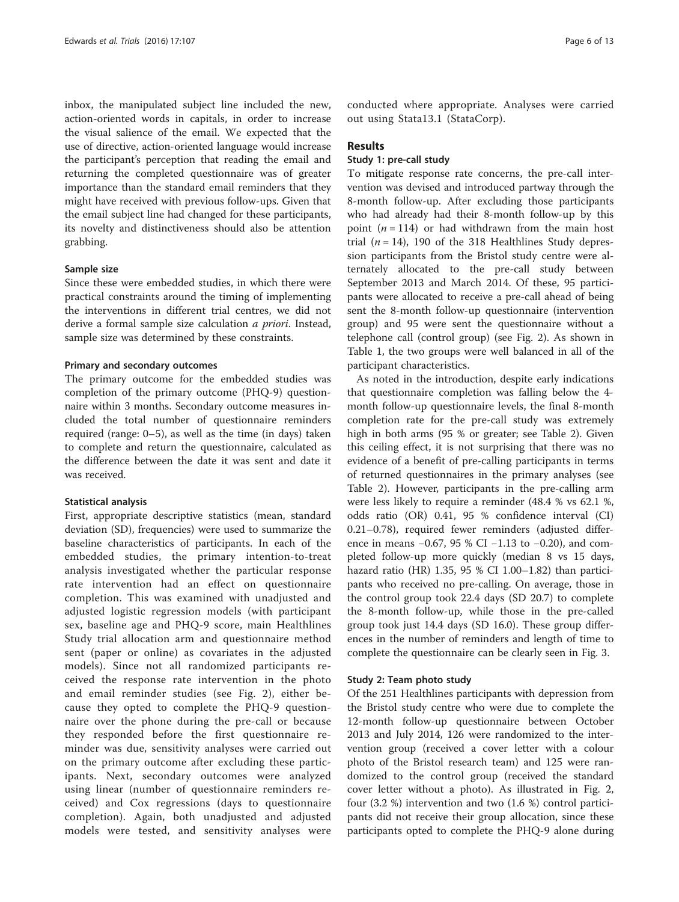inbox, the manipulated subject line included the new, action-oriented words in capitals, in order to increase the visual salience of the email. We expected that the use of directive, action-oriented language would increase the participant's perception that reading the email and returning the completed questionnaire was of greater importance than the standard email reminders that they might have received with previous follow-ups. Given that the email subject line had changed for these participants, its novelty and distinctiveness should also be attention grabbing.

#### Sample size

Since these were embedded studies, in which there were practical constraints around the timing of implementing the interventions in different trial centres, we did not derive a formal sample size calculation *a priori*. Instead, sample size was determined by these constraints.

#### Primary and secondary outcomes

The primary outcome for the embedded studies was completion of the primary outcome (PHQ-9) questionnaire within 3 months. Secondary outcome measures included the total number of questionnaire reminders required (range: 0–5), as well as the time (in days) taken to complete and return the questionnaire, calculated as the difference between the date it was sent and date it was received.

#### Statistical analysis

First, appropriate descriptive statistics (mean, standard deviation (SD), frequencies) were used to summarize the baseline characteristics of participants. In each of the embedded studies, the primary intention-to-treat analysis investigated whether the particular response rate intervention had an effect on questionnaire completion. This was examined with unadjusted and adjusted logistic regression models (with participant sex, baseline age and PHQ-9 score, main Healthlines Study trial allocation arm and questionnaire method sent (paper or online) as covariates in the adjusted models). Since not all randomized participants received the response rate intervention in the photo and email reminder studies (see Fig. 2), either because they opted to complete the PHQ-9 questionnaire over the phone during the pre-call or because they responded before the first questionnaire reminder was due, sensitivity analyses were carried out on the primary outcome after excluding these participants. Next, secondary outcomes were analyzed using linear (number of questionnaire reminders received) and Cox regressions (days to questionnaire completion). Again, both unadjusted and adjusted models were tested, and sensitivity analyses were conducted where appropriate. Analyses were carried out using Stata13.1 (StataCorp).

## Results

### Study 1: pre-call study

To mitigate response rate concerns, the pre-call intervention was devised and introduced partway through the 8-month follow-up. After excluding those participants who had already had their 8-month follow-up by this point ($n = 114$) or had withdrawn from the main host trial ($n = 14$), 190 of the 318 Healthlines Study depression participants from the Bristol study centre were alternately allocated to the pre-call study between September 2013 and March 2014. Of these, 95 participants were allocated to receive a pre-call ahead of being sent the 8-month follow-up questionnaire (intervention group) and 95 were sent the questionnaire without a telephone call (control group) (see Fig. 2). As shown in Table 1, the two groups were well balanced in all of the participant characteristics.

As noted in the introduction, despite early indications that questionnaire completion was falling below the 4-month follow-up questionnaire levels, the final 8-month completion rate for the pre-call study was extremely high in both arms (95 % or greater; see Table 2). Given this ceiling effect, it is not surprising that there was no evidence of a benefit of pre-calling participants in terms of returned questionnaires in the primary analyses (see Table 2). However, participants in the pre-calling arm were less likely to require a reminder (48.4 % vs 62.1 %, odds ratio (OR) 0.41, 95 % confidence interval (CI) 0.21–0.78), required fewer reminders (adjusted difference in means −0.67, 95 % CI −1.13 to −0.20), and completed follow-up more quickly (median 8 vs 15 days, hazard ratio (HR) 1.35, 95 % CI 1.00–1.82) than participants who received no pre-calling. On average, those in the control group took 22.4 days (SD 20.7) to complete the 8-month follow-up, while those in the pre-called group took just 14.4 days (SD 16.0). These group differences in the number of reminders and length of time to complete the questionnaire can be clearly seen in Fig. 3.

### Study 2: Team photo study

Of the 251 Healthlines participants with depression from the Bristol study centre who were due to complete the 12-month follow-up questionnaire between October 2013 and July 2014, 126 were randomized to the intervention group (received a cover letter with a colour photo of the Bristol research team) and 125 were randomized to the control group (received the standard cover letter without a photo). As illustrated in Fig. 2, four (3.2 %) intervention and two (1.6 %) control participants did not receive their group allocation, since these participants opted to complete the PHQ-9 alone during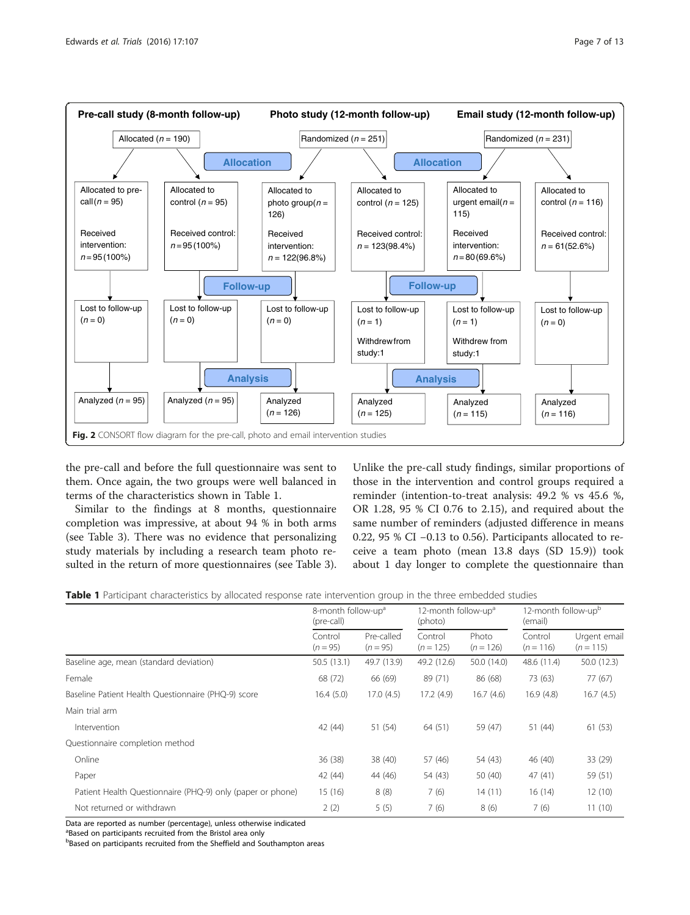**Pre-call study (8-month follow-up)** | **Photo study (12-month follow-up)** | **Email study (12-month follow-up)**

| | Pre-call study (8-month follow-up) | | Photo study (12-month follow-up) | | Email study (12-month follow-up) | |
|---|---|---|---|---|---|---|
| | Allocated ($n = 190$) | | Randomized ($n = 251$) | | Randomized ($n = 231$) | |
| **Allocation** | Allocated to pre-call ($n = 95$) Received intervention: $n = 95$ (100%) | Allocated to control ($n = 95$) Received control: $n = 95$ (100%) | Allocated to photo group ($n = 126$) Received intervention: $n = 122$ (96.8%) | Allocated to control ($n = 125$) Received control: $n = 123$ (98.4%) | Allocated to urgent email ($n = 115$) Received intervention: $n = 80$ (69.6%) | Allocated to control ($n = 116$) Received control: $n = 61$ (52.6%) |
| **Follow-up** | Lost to follow-up ($n = 0$) | Lost to follow-up ($n = 0$) | Lost to follow-up ($n = 0$) | Lost to follow-up ($n = 1$) Withdrew from study: 1 | Lost to follow-up ($n = 1$) Withdrew from study: 1 | Lost to follow-up ($n = 0$) |
| **Analysis** | Analyzed ($n = 95$) | Analyzed ($n = 95$) | Analyzed ($n = 126$) | Analyzed ($n = 125$) | Analyzed ($n = 115$) | Analyzed ($n = 116$) |

**Fig. 2** CONSORT flow diagram for the pre-call, photo and email intervention studies

the pre-call and before the full questionnaire was sent to them. Once again, the two groups were well balanced in terms of the characteristics shown in Table 1.

Similar to the findings at 8 months, questionnaire completion was impressive, at about 94 % in both arms (see Table 3). There was no evidence that personalizing study materials by including a research team photo resulted in the return of more questionnaires (see Table 3). Unlike the pre-call study findings, similar proportions of those in the intervention and control groups required a reminder (intention-to-treat analysis: 49.2 % vs 45.6 %, OR 1.28, 95 % CI 0.76 to 2.15), and required about the same number of reminders (adjusted difference in means 0.22, 95 % CI −0.13 to 0.56). Participants allocated to receive a team photo (mean 13.8 days (SD 15.9)) took about 1 day longer to complete the questionnaire than

**Table 1** Participant characteristics by allocated response rate intervention group in the three embedded studies

| | 8-month follow-up[a] (pre-call) | | 12-month follow-up[a] (photo) | | 12-month follow-up[b] (email) | |
|---|---|---|---|---|---|---|
| | Control ($n = 95$) | Pre-called ($n = 95$) | Control ($n = 125$) | Photo ($n = 126$) | Control ($n = 116$) | Urgent email ($n = 115$) |
| Baseline age, mean (standard deviation) | 50.5 (13.1) | 49.7 (13.9) | 49.2 (12.6) | 50.0 (14.0) | 48.6 (11.4) | 50.0 (12.3) |
| Female | 68 (72) | 66 (69) | 89 (71) | 86 (68) | 73 (63) | 77 (67) |
| Baseline Patient Health Questionnaire (PHQ-9) score | 16.4 (5.0) | 17.0 (4.5) | 17.2 (4.9) | 16.7 (4.6) | 16.9 (4.8) | 16.7 (4.5) |
| Main trial arm | | | | | | |
| Intervention | 42 (44) | 51 (54) | 64 (51) | 59 (47) | 51 (44) | 61 (53) |
| Questionnaire completion method | | | | | | |
| Online | 36 (38) | 38 (40) | 57 (46) | 54 (43) | 46 (40) | 33 (29) |
| Paper | 42 (44) | 44 (46) | 54 (43) | 50 (40) | 47 (41) | 59 (51) |
| Patient Health Questionnaire (PHQ-9) only (paper or phone) | 15 (16) | 8 (8) | 7 (6) | 14 (11) | 16 (14) | 12 (10) |
| Not returned or withdrawn | 2 (2) | 5 (5) | 7 (6) | 8 (6) | 7 (6) | 11 (10) |

Data are reported as number (percentage), unless otherwise indicated
[a]Based on participants recruited from the Bristol area only
[b]Based on participants recruited from the Sheffield and Southampton areas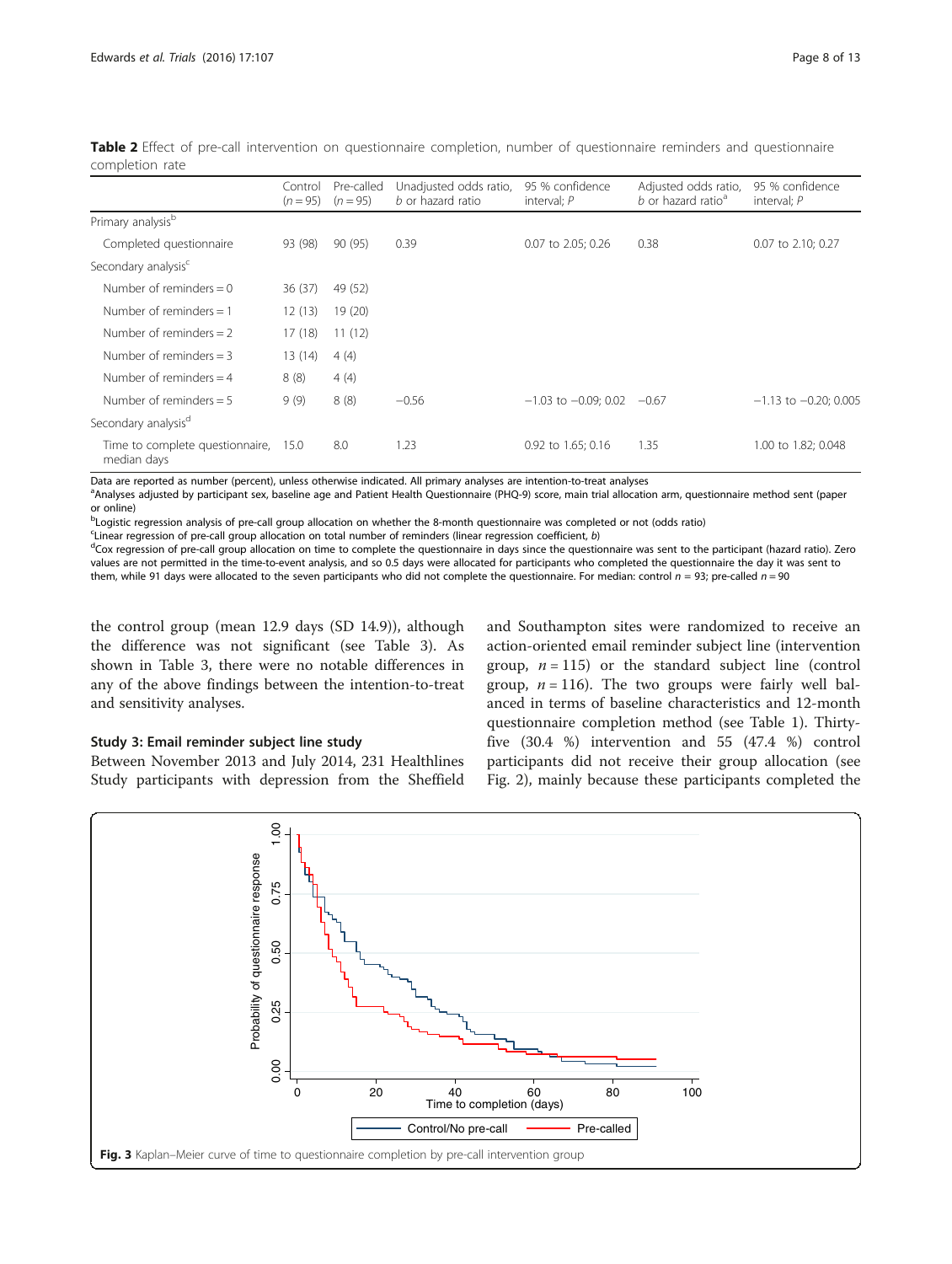**Table 2** Effect of pre-call intervention on questionnaire completion, number of questionnaire reminders and questionnaire completion rate

| | Control ($n = 95$) | Pre-called ($n = 95$) | Unadjusted odds ratio, *b* or hazard ratio | 95 % confidence interval; *P* | Adjusted odds ratio, *b* or hazard ratio[a] | 95 % confidence interval; *P* |
|---|---|---|---|---|---|---|
| Primary analysis[b] | | | | | | |
| Completed questionnaire | 93 (98) | 90 (95) | 0.39 | 0.07 to 2.05; 0.26 | 0.38 | 0.07 to 2.10; 0.27 |
| Secondary analysis[c] | | | | | | |
| Number of reminders = 0 | 36 (37) | 49 (52) | | | | |
| Number of reminders = 1 | 12 (13) | 19 (20) | | | | |
| Number of reminders = 2 | 17 (18) | 11 (12) | | | | |
| Number of reminders = 3 | 13 (14) | 4 (4) | | | | |
| Number of reminders = 4 | 8 (8) | 4 (4) | | | | |
| Number of reminders = 5 | 9 (9) | 8 (8) | −0.56 | −1.03 to −0.09; 0.02 | −0.67 | −1.13 to −0.20; 0.005 |
| Secondary analysis[d] | | | | | | |
| Time to complete questionnaire, median days | 15.0 | 8.0 | 1.23 | 0.92 to 1.65; 0.16 | 1.35 | 1.00 to 1.82; 0.048 |

Data are reported as number (percent), unless otherwise indicated. All primary analyses are intention-to-treat analyses

[a]Analyses adjusted by participant sex, baseline age and Patient Health Questionnaire (PHQ-9) score, main trial allocation arm, questionnaire method sent (paper or online)

[b]Logistic regression analysis of pre-call group allocation on whether the 8-month questionnaire was completed or not (odds ratio)

[c]Linear regression of pre-call group allocation on total number of reminders (linear regression coefficient, *b*)

[d]Cox regression of pre-call group allocation on time to complete the questionnaire in days since the questionnaire was sent to the participant (hazard ratio). Zero values are not permitted in the time-to-event analysis, and so 0.5 days were allocated for participants who completed the questionnaire the day it was sent to them, while 91 days were allocated to the seven participants who did not complete the questionnaire. For median: control $n = 93$; pre-called $n = 90$

the control group (mean 12.9 days (SD 14.9)), although the difference was not significant (see Table 3). As shown in Table 3, there were no notable differences in any of the above findings between the intention-to-treat and sensitivity analyses.

### Study 3: Email reminder subject line study

Between November 2013 and July 2014, 231 Healthlines Study participants with depression from the Sheffield and Southampton sites were randomized to receive an action-oriented email reminder subject line (intervention group, $n = 115$) or the standard subject line (control group, $n = 116$). The two groups were fairly well balanced in terms of baseline characteristics and 12-month questionnaire completion method (see Table 1). Thirty-five (30.4 %) intervention and 55 (47.4 %) control participants did not receive their group allocation (see Fig. 2), mainly because these participants completed the

**Fig. 3** Kaplan–Meier curve of time to questionnaire completion by pre-call intervention group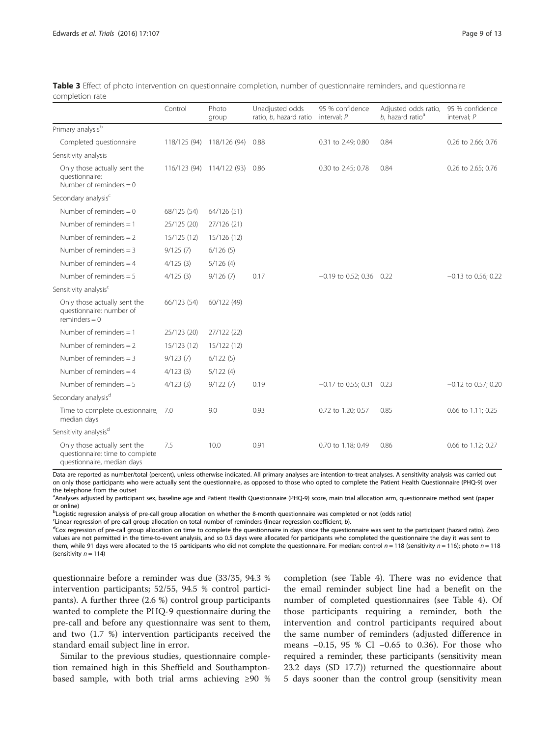**Table 3** Effect of photo intervention on questionnaire completion, number of questionnaire reminders, and questionnaire completion rate

| | Control | Photo group | Unadjusted odds ratio, *b*, hazard ratio | 95 % confidence interval; *P* | Adjusted odds ratio, *b*, hazard ratio[a] | 95 % confidence interval; *P* |
|---|---|---|---|---|---|---|
| Primary analysis[b] | | | | | | |
| Completed questionnaire | 118/125 (94) | 118/126 (94) | 0.88 | 0.31 to 2.49; 0.80 | 0.84 | 0.26 to 2.66; 0.76 |
| Sensitivity analysis | | | | | | |
| Only those actually sent the questionnaire: Number of reminders = 0 | 116/123 (94) | 114/122 (93) | 0.86 | 0.30 to 2.45; 0.78 | 0.84 | 0.26 to 2.65; 0.76 |
| Secondary analysis[c] | | | | | | |
| Number of reminders = 0 | 68/125 (54) | 64/126 (51) | | | | |
| Number of reminders = 1 | 25/125 (20) | 27/126 (21) | | | | |
| Number of reminders = 2 | 15/125 (12) | 15/126 (12) | | | | |
| Number of reminders = 3 | 9/125 (7) | 6/126 (5) | | | | |
| Number of reminders = 4 | 4/125 (3) | 5/126 (4) | | | | |
| Number of reminders = 5 | 4/125 (3) | 9/126 (7) | 0.17 | −0.19 to 0.52; 0.36 | 0.22 | −0.13 to 0.56; 0.22 |
| Sensitivity analysis[c] | | | | | | |
| Only those actually sent the questionnaire: number of reminders = 0 | 66/123 (54) | 60/122 (49) | | | | |
| Number of reminders = 1 | 25/123 (20) | 27/122 (22) | | | | |
| Number of reminders = 2 | 15/123 (12) | 15/122 (12) | | | | |
| Number of reminders = 3 | 9/123 (7) | 6/122 (5) | | | | |
| Number of reminders = 4 | 4/123 (3) | 5/122 (4) | | | | |
| Number of reminders = 5 | 4/123 (3) | 9/122 (7) | 0.19 | −0.17 to 0.55; 0.31 | 0.23 | −0.12 to 0.57; 0.20 |
| Secondary analysis[d] | | | | | | |
| Time to complete questionnaire, median days | 7.0 | 9.0 | 0.93 | 0.72 to 1.20; 0.57 | 0.85 | 0.66 to 1.11; 0.25 |
| Sensitivity analysis[d] | | | | | | |
| Only those actually sent the questionnaire: time to complete questionnaire, median days | 7.5 | 10.0 | 0.91 | 0.70 to 1.18; 0.49 | 0.86 | 0.66 to 1.12; 0.27 |

Data are reported as number/total (percent), unless otherwise indicated. All primary analyses are intention-to-treat analyses. A sensitivity analysis was carried out on only those participants who were actually sent the questionnaire, as opposed to those who opted to complete the Patient Health Questionnaire (PHQ-9) over the telephone from the outset

[a]Analyses adjusted by participant sex, baseline age and Patient Health Questionnaire (PHQ-9) score, main trial allocation arm, questionnaire method sent (paper or online)

[b]Logistic regression analysis of pre-call group allocation on whether the 8-month questionnaire was completed or not (odds ratio)

[c]Linear regression of pre-call group allocation on total number of reminders (linear regression coefficient, *b*).

[d]Cox regression of pre-call group allocation on time to complete the questionnaire in days since the questionnaire was sent to the participant (hazard ratio). Zero values are not permitted in the time-to-event analysis, and so 0.5 days were allocated for participants who completed the questionnaire the day it was sent to them, while 91 days were allocated to the 15 participants who did not complete the questionnaire. For median: control $n = 118$ (sensitivity $n = 116$); photo $n = 118$ (sensitivity $n = 114$)

questionnaire before a reminder was due (33/35, 94.3 % intervention participants; 52/55, 94.5 % control participants). A further three (2.6 %) control group participants wanted to complete the PHQ-9 questionnaire during the pre-call and before any questionnaire was sent to them, and two (1.7 %) intervention participants received the standard email subject line in error.

Similar to the previous studies, questionnaire completion remained high in this Sheffield and Southampton-based sample, with both trial arms achieving ≥90 % completion (see Table 4). There was no evidence that the email reminder subject line had a benefit on the number of completed questionnaires (see Table 4). Of those participants requiring a reminder, both the intervention and control participants required about the same number of reminders (adjusted difference in means −0.15, 95 % CI −0.65 to 0.36). For those who required a reminder, these participants (sensitivity mean 23.2 days (SD 17.7)) returned the questionnaire about 5 days sooner than the control group (sensitivity mean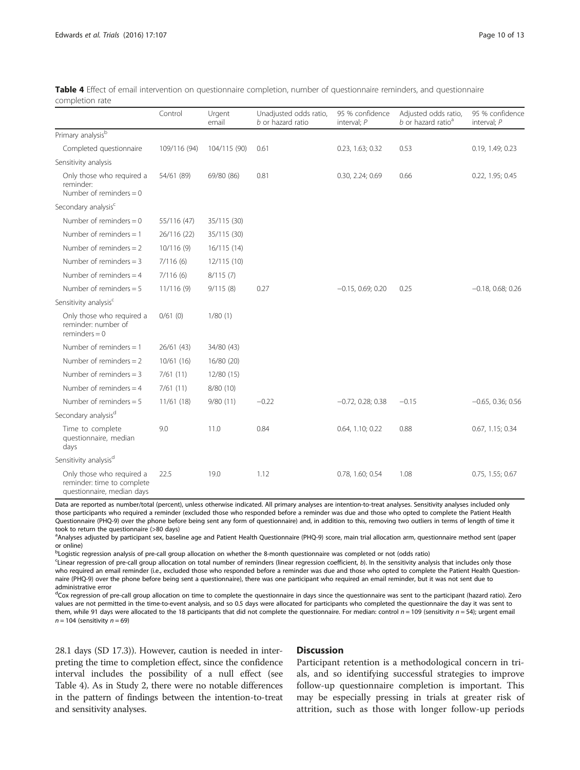**Table 4** Effect of email intervention on questionnaire completion, number of questionnaire reminders, and questionnaire completion rate

| | Control | Urgent email | Unadjusted odds ratio, *b* or hazard ratio | 95 % confidence interval; *P* | Adjusted odds ratio, *b* or hazard ratio[a] | 95 % confidence interval; *P* |
|---|---|---|---|---|---|---|
| Primary analysis[b] | | | | | | |
| Completed questionnaire | 109/116 (94) | 104/115 (90) | 0.61 | 0.23, 1.63; 0.32 | 0.53 | 0.19, 1.49; 0.23 |
| Sensitivity analysis | | | | | | |
| Only those who required a reminder: Number of reminders = 0 | 54/61 (89) | 69/80 (86) | 0.81 | 0.30, 2.24; 0.69 | 0.66 | 0.22, 1.95; 0.45 |
| Secondary analysis[c] | | | | | | |
| Number of reminders = 0 | 55/116 (47) | 35/115 (30) | | | | |
| Number of reminders = 1 | 26/116 (22) | 35/115 (30) | | | | |
| Number of reminders = 2 | 10/116 (9) | 16/115 (14) | | | | |
| Number of reminders = 3 | 7/116 (6) | 12/115 (10) | | | | |
| Number of reminders = 4 | 7/116 (6) | 8/115 (7) | | | | |
| Number of reminders = 5 | 11/116 (9) | 9/115 (8) | 0.27 | −0.15, 0.69; 0.20 | 0.25 | −0.18, 0.68; 0.26 |
| Sensitivity analysis[c] | | | | | | |
| Only those who required a reminder: number of reminders = 0 | 0/61 (0) | 1/80 (1) | | | | |
| Number of reminders = 1 | 26/61 (43) | 34/80 (43) | | | | |
| Number of reminders = 2 | 10/61 (16) | 16/80 (20) | | | | |
| Number of reminders = 3 | 7/61 (11) | 12/80 (15) | | | | |
| Number of reminders = 4 | 7/61 (11) | 8/80 (10) | | | | |
| Number of reminders = 5 | 11/61 (18) | 9/80 (11) | −0.22 | −0.72, 0.28; 0.38 | −0.15 | −0.65, 0.36; 0.56 |
| Secondary analysis[d] | | | | | | |
| Time to complete questionnaire, median days | 9.0 | 11.0 | 0.84 | 0.64, 1.10; 0.22 | 0.88 | 0.67, 1.15; 0.34 |
| Sensitivity analysis[d] | | | | | | |
| Only those who required a reminder: time to complete questionnaire, median days | 22.5 | 19.0 | 1.12 | 0.78, 1.60; 0.54 | 1.08 | 0.75, 1.55; 0.67 |

Data are reported as number/total (percent), unless otherwise indicated. All primary analyses are intention-to-treat analyses. Sensitivity analyses included only those participants who required a reminder (excluded those who responded before a reminder was due and those who opted to complete the Patient Health Questionnaire (PHQ-9) over the phone before being sent any form of questionnaire) and, in addition to this, removing two outliers in terms of length of time it took to return the questionnaire (>80 days)

[a]Analyses adjusted by participant sex, baseline age and Patient Health Questionnaire (PHQ-9) score, main trial allocation arm, questionnaire method sent (paper or online)

[b]Logistic regression analysis of pre-call group allocation on whether the 8-month questionnaire was completed or not (odds ratio)

[c]Linear regression of pre-call group allocation on total number of reminders (linear regression coefficient, *b*). In the sensitivity analysis that includes only those who required an email reminder (i.e., excluded those who responded before a reminder was due and those who opted to complete the Patient Health Questionnaire (PHQ-9) over the phone before being sent a questionnaire), there was one participant who required an email reminder, but it was not sent due to administrative error

[d]Cox regression of pre-call group allocation on time to complete the questionnaire in days since the questionnaire was sent to the participant (hazard ratio). Zero values are not permitted in the time-to-event analysis, and so 0.5 days were allocated for participants who completed the questionnaire the day it was sent to them, while 91 days were allocated to the 18 participants that did not complete the questionnaire. For median: control $n = 109$ (sensitivity $n = 54$); urgent email $n = 104$ (sensitivity $n = 69$)

28.1 days (SD 17.3)). However, caution is needed in interpreting the time to completion effect, since the confidence interval includes the possibility of a null effect (see Table 4). As in Study 2, there were no notable differences in the pattern of findings between the intention-to-treat and sensitivity analyses.

## Discussion

Participant retention is a methodological concern in trials, and so identifying successful strategies to improve follow-up questionnaire completion is important. This may be especially pressing in trials at greater risk of attrition, such as those with longer follow-up periods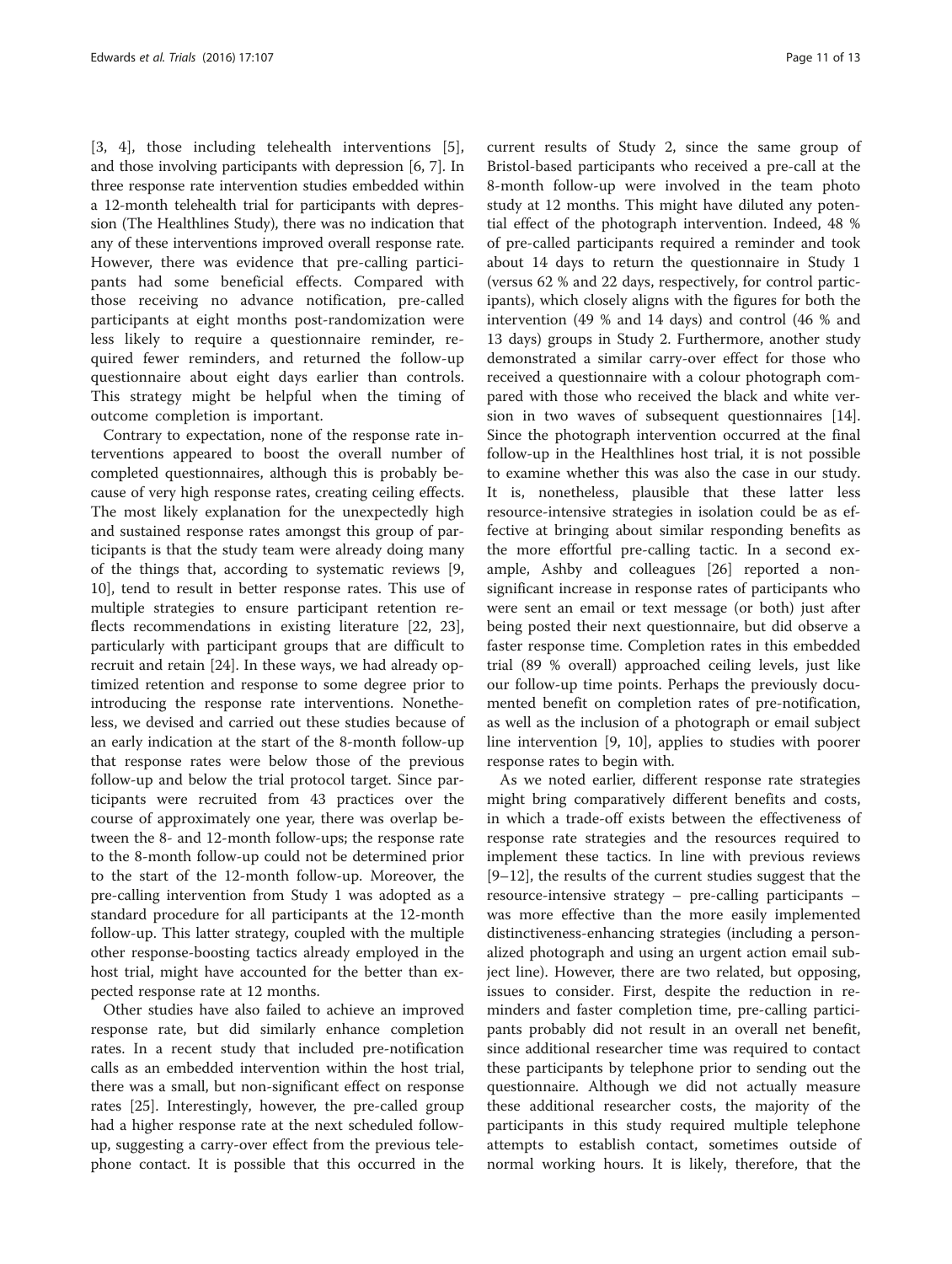[3, 4], those including telehealth interventions [5], and those involving participants with depression [6, 7]. In three response rate intervention studies embedded within a 12-month telehealth trial for participants with depression (The Healthlines Study), there was no indication that any of these interventions improved overall response rate. However, there was evidence that pre-calling participants had some beneficial effects. Compared with those receiving no advance notification, pre-called participants at eight months post-randomization were less likely to require a questionnaire reminder, required fewer reminders, and returned the follow-up questionnaire about eight days earlier than controls. This strategy might be helpful when the timing of outcome completion is important.

Contrary to expectation, none of the response rate interventions appeared to boost the overall number of completed questionnaires, although this is probably because of very high response rates, creating ceiling effects. The most likely explanation for the unexpectedly high and sustained response rates amongst this group of participants is that the study team were already doing many of the things that, according to systematic reviews [9, 10], tend to result in better response rates. This use of multiple strategies to ensure participant retention reflects recommendations in existing literature [22, 23], particularly with participant groups that are difficult to recruit and retain [24]. In these ways, we had already optimized retention and response to some degree prior to introducing the response rate interventions. Nonetheless, we devised and carried out these studies because of an early indication at the start of the 8-month follow-up that response rates were below those of the previous follow-up and below the trial protocol target. Since participants were recruited from 43 practices over the course of approximately one year, there was overlap between the 8- and 12-month follow-ups; the response rate to the 8-month follow-up could not be determined prior to the start of the 12-month follow-up. Moreover, the pre-calling intervention from Study 1 was adopted as a standard procedure for all participants at the 12-month follow-up. This latter strategy, coupled with the multiple other response-boosting tactics already employed in the host trial, might have accounted for the better than expected response rate at 12 months.

Other studies have also failed to achieve an improved response rate, but did similarly enhance completion rates. In a recent study that included pre-notification calls as an embedded intervention within the host trial, there was a small, but non-significant effect on response rates [25]. Interestingly, however, the pre-called group had a higher response rate at the next scheduled follow-up, suggesting a carry-over effect from the previous telephone contact. It is possible that this occurred in the current results of Study 2, since the same group of Bristol-based participants who received a pre-call at the 8-month follow-up were involved in the team photo study at 12 months. This might have diluted any potential effect of the photograph intervention. Indeed, 48 % of pre-called participants required a reminder and took about 14 days to return the questionnaire in Study 1 (versus 62 % and 22 days, respectively, for control participants), which closely aligns with the figures for both the intervention (49 % and 14 days) and control (46 % and 13 days) groups in Study 2. Furthermore, another study demonstrated a similar carry-over effect for those who received a questionnaire with a colour photograph compared with those who received the black and white version in two waves of subsequent questionnaires [14]. Since the photograph intervention occurred at the final follow-up in the Healthlines host trial, it is not possible to examine whether this was also the case in our study. It is, nonetheless, plausible that these latter less resource-intensive strategies in isolation could be as effective at bringing about similar responding benefits as the more effortful pre-calling tactic. In a second example, Ashby and colleagues [26] reported a non-significant increase in response rates of participants who were sent an email or text message (or both) just after being posted their next questionnaire, but did observe a faster response time. Completion rates in this embedded trial (89 % overall) approached ceiling levels, just like our follow-up time points. Perhaps the previously documented benefit on completion rates of pre-notification, as well as the inclusion of a photograph or email subject line intervention [9, 10], applies to studies with poorer response rates to begin with.

As we noted earlier, different response rate strategies might bring comparatively different benefits and costs, in which a trade-off exists between the effectiveness of response rate strategies and the resources required to implement these tactics. In line with previous reviews [9–12], the results of the current studies suggest that the resource-intensive strategy – pre-calling participants – was more effective than the more easily implemented distinctiveness-enhancing strategies (including a personalized photograph and using an urgent action email subject line). However, there are two related, but opposing, issues to consider. First, despite the reduction in reminders and faster completion time, pre-calling participants probably did not result in an overall net benefit, since additional researcher time was required to contact these participants by telephone prior to sending out the questionnaire. Although we did not actually measure these additional researcher costs, the majority of the participants in this study required multiple telephone attempts to establish contact, sometimes outside of normal working hours. It is likely, therefore, that the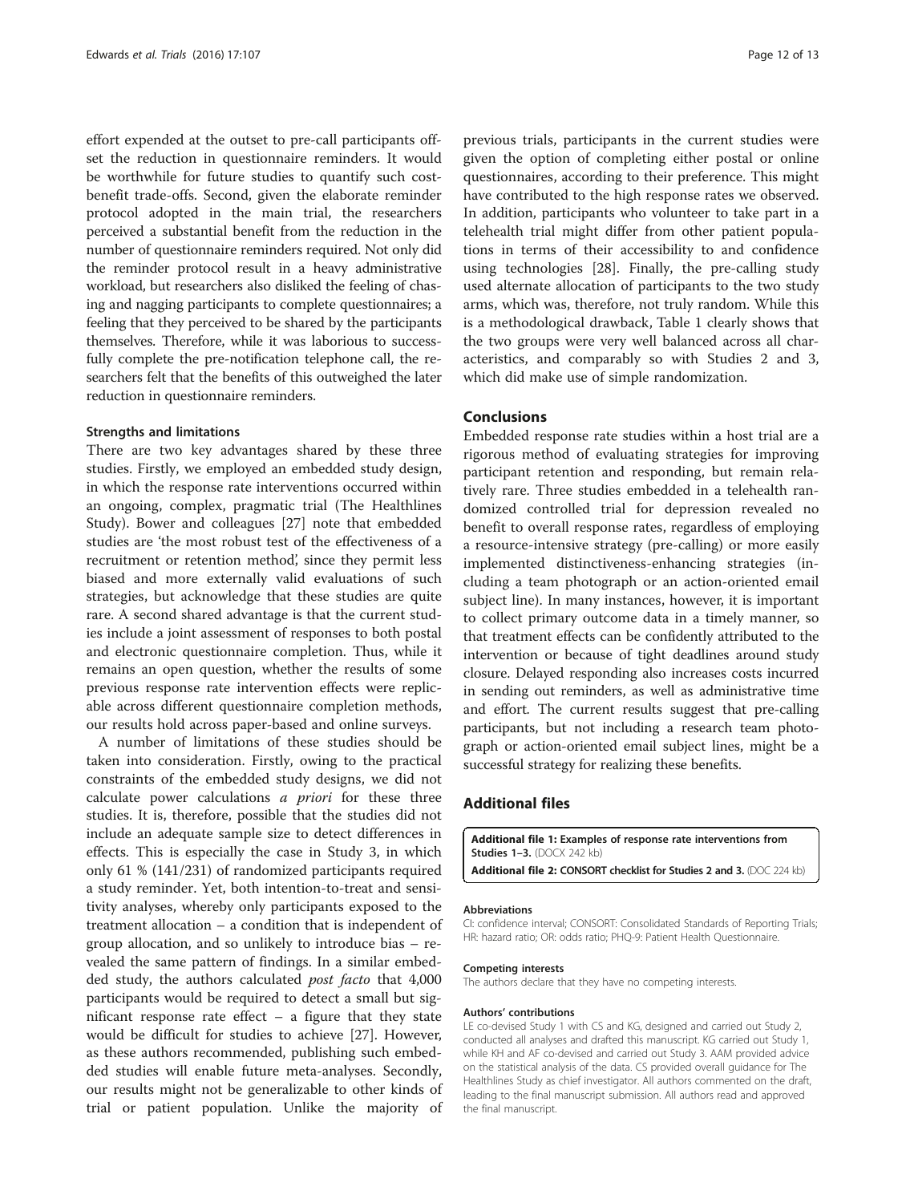effort expended at the outset to pre-call participants offset the reduction in questionnaire reminders. It would be worthwhile for future studies to quantify such cost-benefit trade-offs. Second, given the elaborate reminder protocol adopted in the main trial, the researchers perceived a substantial benefit from the reduction in the number of questionnaire reminders required. Not only did the reminder protocol result in a heavy administrative workload, but researchers also disliked the feeling of chasing and nagging participants to complete questionnaires; a feeling that they perceived to be shared by the participants themselves. Therefore, while it was laborious to successfully complete the pre-notification telephone call, the researchers felt that the benefits of this outweighed the later reduction in questionnaire reminders.

### Strengths and limitations

There are two key advantages shared by these three studies. Firstly, we employed an embedded study design, in which the response rate interventions occurred within an ongoing, complex, pragmatic trial (The Healthlines Study). Bower and colleagues [27] note that embedded studies are 'the most robust test of the effectiveness of a recruitment or retention method', since they permit less biased and more externally valid evaluations of such strategies, but acknowledge that these studies are quite rare. A second shared advantage is that the current studies include a joint assessment of responses to both postal and electronic questionnaire completion. Thus, while it remains an open question, whether the results of some previous response rate intervention effects were replicable across different questionnaire completion methods, our results hold across paper-based and online surveys.

A number of limitations of these studies should be taken into consideration. Firstly, owing to the practical constraints of the embedded study designs, we did not calculate power calculations *a priori* for these three studies. It is, therefore, possible that the studies did not include an adequate sample size to detect differences in effects. This is especially the case in Study 3, in which only 61 % (141/231) of randomized participants required a study reminder. Yet, both intention-to-treat and sensitivity analyses, whereby only participants exposed to the treatment allocation – a condition that is independent of group allocation, and so unlikely to introduce bias – revealed the same pattern of findings. In a similar embedded study, the authors calculated *post facto* that 4,000 participants would be required to detect a small but significant response rate effect – a figure that they state would be difficult for studies to achieve [27]. However, as these authors recommended, publishing such embedded studies will enable future meta-analyses. Secondly, our results might not be generalizable to other kinds of trial or patient population. Unlike the majority of previous trials, participants in the current studies were given the option of completing either postal or online questionnaires, according to their preference. This might have contributed to the high response rates we observed. In addition, participants who volunteer to take part in a telehealth trial might differ from other patient populations in terms of their accessibility to and confidence using technologies [28]. Finally, the pre-calling study used alternate allocation of participants to the two study arms, which was, therefore, not truly random. While this is a methodological drawback, Table 1 clearly shows that the two groups were very well balanced across all characteristics, and comparably so with Studies 2 and 3, which did make use of simple randomization.

## Conclusions

Embedded response rate studies within a host trial are a rigorous method of evaluating strategies for improving participant retention and responding, but remain relatively rare. Three studies embedded in a telehealth randomized controlled trial for depression revealed no benefit to overall response rates, regardless of employing a resource-intensive strategy (pre-calling) or more easily implemented distinctiveness-enhancing strategies (including a team photograph or an action-oriented email subject line). In many instances, however, it is important to collect primary outcome data in a timely manner, so that treatment effects can be confidently attributed to the intervention or because of tight deadlines around study closure. Delayed responding also increases costs incurred in sending out reminders, as well as administrative time and effort. The current results suggest that pre-calling participants, but not including a research team photograph or action-oriented email subject lines, might be a successful strategy for realizing these benefits.

## Additional files

**Additional file 1: Examples of response rate interventions from Studies 1–3.** (DOCX 242 kb)

**Additional file 2: CONSORT checklist for Studies 2 and 3.** (DOC 224 kb)

#### Abbreviations

CI: confidence interval; CONSORT: Consolidated Standards of Reporting Trials; HR: hazard ratio; OR: odds ratio; PHQ-9: Patient Health Questionnaire.

#### Competing interests

The authors declare that they have no competing interests.

#### Authors' contributions

LE co-devised Study 1 with CS and KG, designed and carried out Study 2, conducted all analyses and drafted this manuscript. KG carried out Study 1, while KH and AF co-devised and carried out Study 3. AAM provided advice on the statistical analysis of the data. CS provided overall guidance for The Healthlines Study as chief investigator. All authors commented on the draft, leading to the final manuscript submission. All authors read and approved the final manuscript.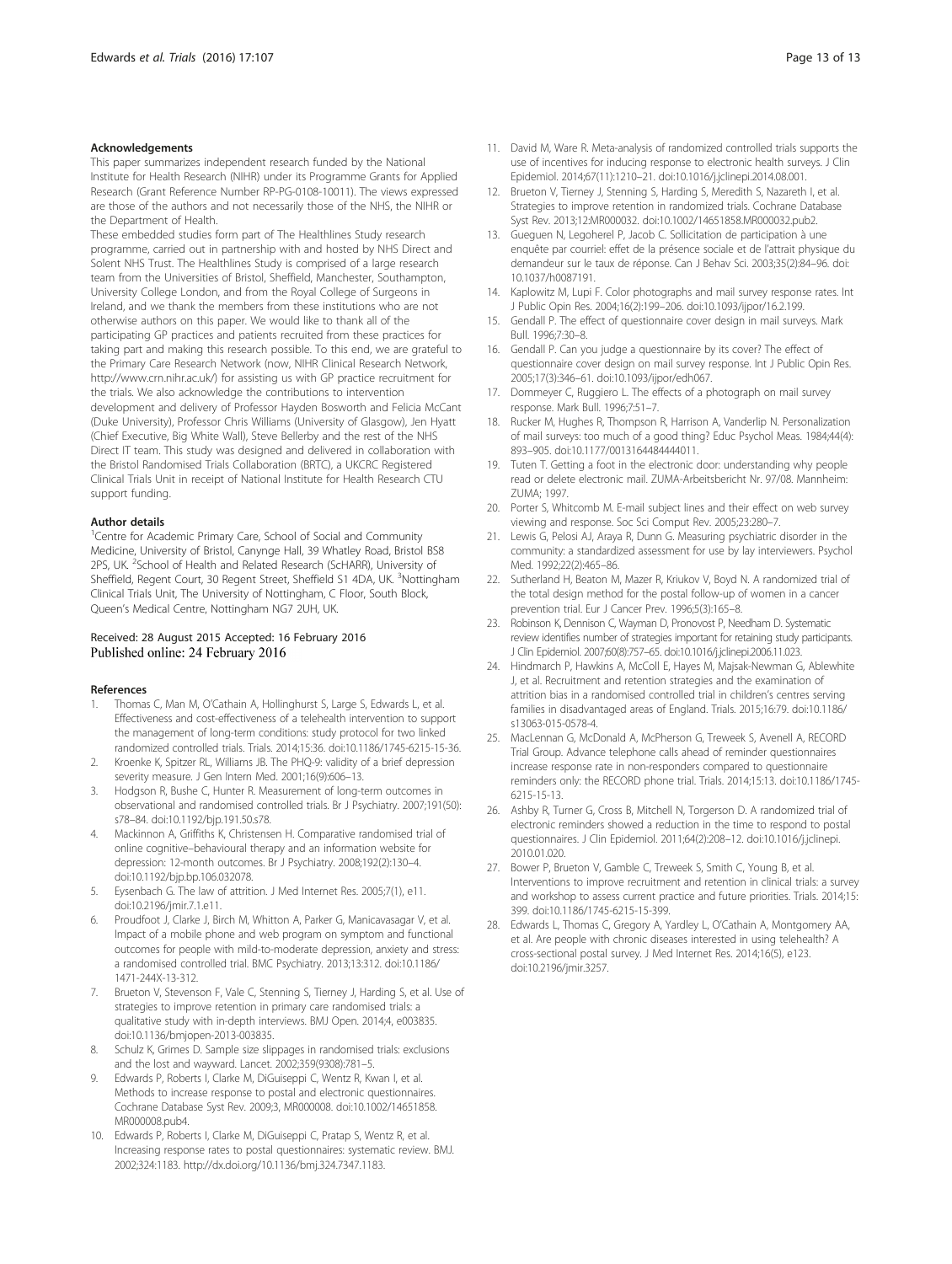## Acknowledgements

This paper summarizes independent research funded by the National Institute for Health Research (NIHR) under its Programme Grants for Applied Research (Grant Reference Number RP-PG-0108-10011). The views expressed are those of the authors and not necessarily those of the NHS, the NIHR or the Department of Health.

These embedded studies form part of The Healthlines Study research programme, carried out in partnership with and hosted by NHS Direct and Solent NHS Trust. The Healthlines Study is comprised of a large research team from the Universities of Bristol, Sheffield, Manchester, Southampton, University College London, and from the Royal College of Surgeons in Ireland, and we thank the members from these institutions who are not otherwise authors on this paper. We would like to thank all of the participating GP practices and patients recruited from these practices for taking part and making this research possible. To this end, we are grateful to the Primary Care Research Network (now, NIHR Clinical Research Network, http://www.crn.nihr.ac.uk/) for assisting us with GP practice recruitment for the trials. We also acknowledge the contributions to intervention development and delivery of Professor Hayden Bosworth and Felicia McCant (Duke University), Professor Chris Williams (University of Glasgow), Jen Hyatt (Chief Executive, Big White Wall), Steve Bellerby and the rest of the NHS Direct IT team. This study was designed and delivered in collaboration with the Bristol Randomised Trials Collaboration (BRTC), a UKCRC Registered Clinical Trials Unit in receipt of National Institute for Health Research CTU support funding.

## Author details

[1]Centre for Academic Primary Care, School of Social and Community Medicine, University of Bristol, Canynge Hall, 39 Whatley Road, Bristol BS8 2PS, UK. [2]School of Health and Related Research (ScHARR), University of Sheffield, Regent Court, 30 Regent Street, Sheffield S1 4DA, UK. [3]Nottingham Clinical Trials Unit, The University of Nottingham, C Floor, South Block, Queen's Medical Centre, Nottingham NG7 2UH, UK.

Received: 28 August 2015 Accepted: 16 February 2016
Published online: 24 February 2016

## References

1. Thomas C, Man M, O'Cathain A, Hollinghurst S, Large S, Edwards L, et al. Effectiveness and cost-effectiveness of a telehealth intervention to support the management of long-term conditions: study protocol for two linked randomized controlled trials. Trials. 2014;15:36. doi:10.1186/1745-6215-15-36.
2. Kroenke K, Spitzer RL, Williams JB. The PHQ-9: validity of a brief depression severity measure. J Gen Intern Med. 2001;16(9):606–13.
3. Hodgson R, Bushe C, Hunter R. Measurement of long-term outcomes in observational and randomised controlled trials. Br J Psychiatry. 2007;191(50): s78–84. doi:10.1192/bjp.191.50.s78.
4. Mackinnon A, Griffiths K, Christensen H. Comparative randomised trial of online cognitive–behavioural therapy and an information website for depression: 12-month outcomes. Br J Psychiatry. 2008;192(2):130–4. doi:10.1192/bjp.bp.106.032078.
5. Eysenbach G. The law of attrition. J Med Internet Res. 2005;7(1), e11. doi:10.2196/jmir.7.1.e11.
6. Proudfoot J, Clarke J, Birch M, Whitton A, Parker G, Manicavasagar V, et al. Impact of a mobile phone and web program on symptom and functional outcomes for people with mild-to-moderate depression, anxiety and stress: a randomised controlled trial. BMC Psychiatry. 2013;13:312. doi:10.1186/1471-244X-13-312.
7. Brueton V, Stevenson F, Vale C, Stenning S, Tierney J, Harding S, et al. Use of strategies to improve retention in primary care randomised trials: a qualitative study with in-depth interviews. BMJ Open. 2014;4, e003835. doi:10.1136/bmjopen-2013-003835.
8. Schulz K, Grimes D. Sample size slippages in randomised trials: exclusions and the lost and wayward. Lancet. 2002;359(9308):781–5.
9. Edwards P, Roberts I, Clarke M, DiGuiseppi C, Wentz R, Kwan I, et al. Methods to increase response to postal and electronic questionnaires. Cochrane Database Syst Rev. 2009;3, MR000008. doi:10.1002/14651858.MR000008.pub4.
10. Edwards P, Roberts I, Clarke M, DiGuiseppi C, Pratap S, Wentz R, et al. Increasing response rates to postal questionnaires: systematic review. BMJ. 2002;324:1183. http://dx.doi.org/10.1136/bmj.324.7347.1183.
11. David M, Ware R. Meta-analysis of randomized controlled trials supports the use of incentives for inducing response to electronic health surveys. J Clin Epidemiol. 2014;67(11):1210–21. doi:10.1016/j.jclinepi.2014.08.001.
12. Brueton V, Tierney J, Stenning S, Harding S, Meredith S, Nazareth I, et al. Strategies to improve retention in randomized trials. Cochrane Database Syst Rev. 2013;12:MR000032. doi:10.1002/14651858.MR000032.pub2.
13. Gueguen N, Legoherel P, Jacob C. Sollicitation de participation à une enquête par courriel: effet de la présence sociale et de l'attrait physique du demandeur sur le taux de réponse. Can J Behav Sci. 2003;35(2):84–96. doi:10.1037/h0087191.
14. Kaplowitz M, Lupi F. Color photographs and mail survey response rates. Int J Public Opin Res. 2004;16(2):199–206. doi:10.1093/ijpor/16.2.199.
15. Gendall P. The effect of questionnaire cover design in mail surveys. Mark Bull. 1996;7:30–8.
16. Gendall P. Can you judge a questionnaire by its cover? The effect of questionnaire cover design on mail survey response. Int J Public Opin Res. 2005;17(3):346–61. doi:10.1093/ijpor/edh067.
17. Dommeyer C, Ruggiero L. The effects of a photograph on mail survey response. Mark Bull. 1996;7:51–7.
18. Rucker M, Hughes R, Thompson R, Harrison A, Vanderlip N. Personalization of mail surveys: too much of a good thing? Educ Psychol Meas. 1984;44(4): 893–905. doi:10.1177/0013164484444011.
19. Tuten T. Getting a foot in the electronic door: understanding why people read or delete electronic mail. ZUMA-Arbeitsbericht Nr. 97/08. Mannheim: ZUMA; 1997.
20. Porter S, Whitcomb M. E-mail subject lines and their effect on web survey viewing and response. Soc Sci Comput Rev. 2005;23:280–7.
21. Lewis G, Pelosi AJ, Araya R, Dunn G. Measuring psychiatric disorder in the community: a standardized assessment for use by lay interviewers. Psychol Med. 1992;22(2):465–86.
22. Sutherland H, Beaton M, Mazer R, Kriukov V, Boyd N. A randomized trial of the total design method for the postal follow-up of women in a cancer prevention trial. Eur J Cancer Prev. 1996;5(3):165–8.
23. Robinson K, Dennison C, Wayman D, Pronovost P, Needham D. Systematic review identifies number of strategies important for retaining study participants. J Clin Epidemiol. 2007;60(8):757–65. doi:10.1016/j.jclinepi.2006.11.023.
24. Hindmarch P, Hawkins A, McColl E, Hayes M, Majsak-Newman G, Ablewhite J, et al. Recruitment and retention strategies and the examination of attrition bias in a randomised controlled trial in children's centres serving families in disadvantaged areas of England. Trials. 2015;16:79. doi:10.1186/s13063-015-0578-4.
25. MacLennan G, McDonald A, McPherson G, Treweek S, Avenell A, RECORD Trial Group. Advance telephone calls ahead of reminder questionnaires increase response rate in non-responders compared to questionnaire reminders only: the RECORD phone trial. Trials. 2014;15:13. doi:10.1186/1745-6215-15-13.
26. Ashby R, Turner G, Cross B, Mitchell N, Torgerson D. A randomized trial of electronic reminders showed a reduction in the time to respond to postal questionnaires. J Clin Epidemiol. 2011;64(2):208–12. doi:10.1016/j.jclinepi.2010.01.020.
27. Bower P, Brueton V, Gamble C, Treweek S, Smith C, Young B, et al. Interventions to improve recruitment and retention in clinical trials: a survey and workshop to assess current practice and future priorities. Trials. 2014;15: 399. doi:10.1186/1745-6215-15-399.
28. Edwards L, Thomas C, Gregory A, Yardley L, O'Cathain A, Montgomery AA, et al. Are people with chronic diseases interested in using telehealth? A cross-sectional postal survey. J Med Internet Res. 2014;16(5), e123. doi:10.2196/jmir.3257.